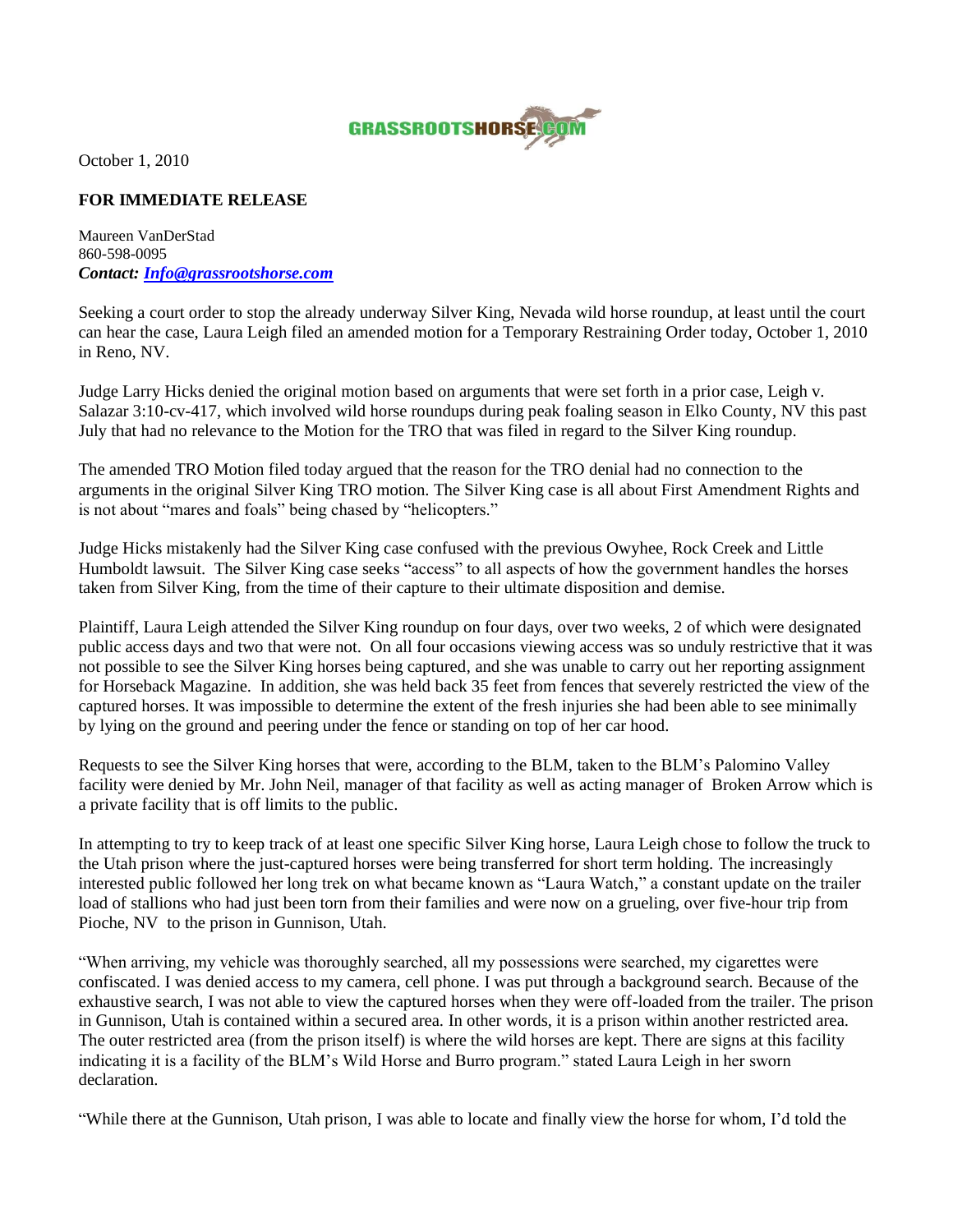GRASSROOTSHORSE.COM

October 1, 2010

**FOR IMMEDIATE RELEASE**

Maureen VanDerStad
860-598-0095
***Contact: [Info@grassrootshorse.com](mailto:Info@grassrootshorse.com)***

Seeking a court order to stop the already underway Silver King, Nevada wild horse roundup, at least until the court can hear the case, Laura Leigh filed an amended motion for a Temporary Restraining Order today, October 1, 2010 in Reno, NV.

Judge Larry Hicks denied the original motion based on arguments that were set forth in a prior case, Leigh v. Salazar 3:10-cv-417, which involved wild horse roundups during peak foaling season in Elko County, NV this past July that had no relevance to the Motion for the TRO that was filed in regard to the Silver King roundup.

The amended TRO Motion filed today argued that the reason for the TRO denial had no connection to the arguments in the original Silver King TRO motion. The Silver King case is all about First Amendment Rights and is not about "mares and foals" being chased by "helicopters."

Judge Hicks mistakenly had the Silver King case confused with the previous Owyhee, Rock Creek and Little Humboldt lawsuit. The Silver King case seeks "access" to all aspects of how the government handles the horses taken from Silver King, from the time of their capture to their ultimate disposition and demise.

Plaintiff, Laura Leigh attended the Silver King roundup on four days, over two weeks, 2 of which were designated public access days and two that were not. On all four occasions viewing access was so unduly restrictive that it was not possible to see the Silver King horses being captured, and she was unable to carry out her reporting assignment for Horseback Magazine. In addition, she was held back 35 feet from fences that severely restricted the view of the captured horses. It was impossible to determine the extent of the fresh injuries she had been able to see minimally by lying on the ground and peering under the fence or standing on top of her car hood.

Requests to see the Silver King horses that were, according to the BLM, taken to the BLM's Palomino Valley facility were denied by Mr. John Neil, manager of that facility as well as acting manager of Broken Arrow which is a private facility that is off limits to the public.

In attempting to try to keep track of at least one specific Silver King horse, Laura Leigh chose to follow the truck to the Utah prison where the just-captured horses were being transferred for short term holding. The increasingly interested public followed her long trek on what became known as "Laura Watch," a constant update on the trailer load of stallions who had just been torn from their families and were now on a grueling, over five-hour trip from Pioche, NV to the prison in Gunnison, Utah.

"When arriving, my vehicle was thoroughly searched, all my possessions were searched, my cigarettes were confiscated. I was denied access to my camera, cell phone. I was put through a background search. Because of the exhaustive search, I was not able to view the captured horses when they were off-loaded from the trailer. The prison in Gunnison, Utah is contained within a secured area. In other words, it is a prison within another restricted area. The outer restricted area (from the prison itself) is where the wild horses are kept. There are signs at this facility indicating it is a facility of the BLM's Wild Horse and Burro program." stated Laura Leigh in her sworn declaration.

"While there at the Gunnison, Utah prison, I was able to locate and finally view the horse for whom, I'd told the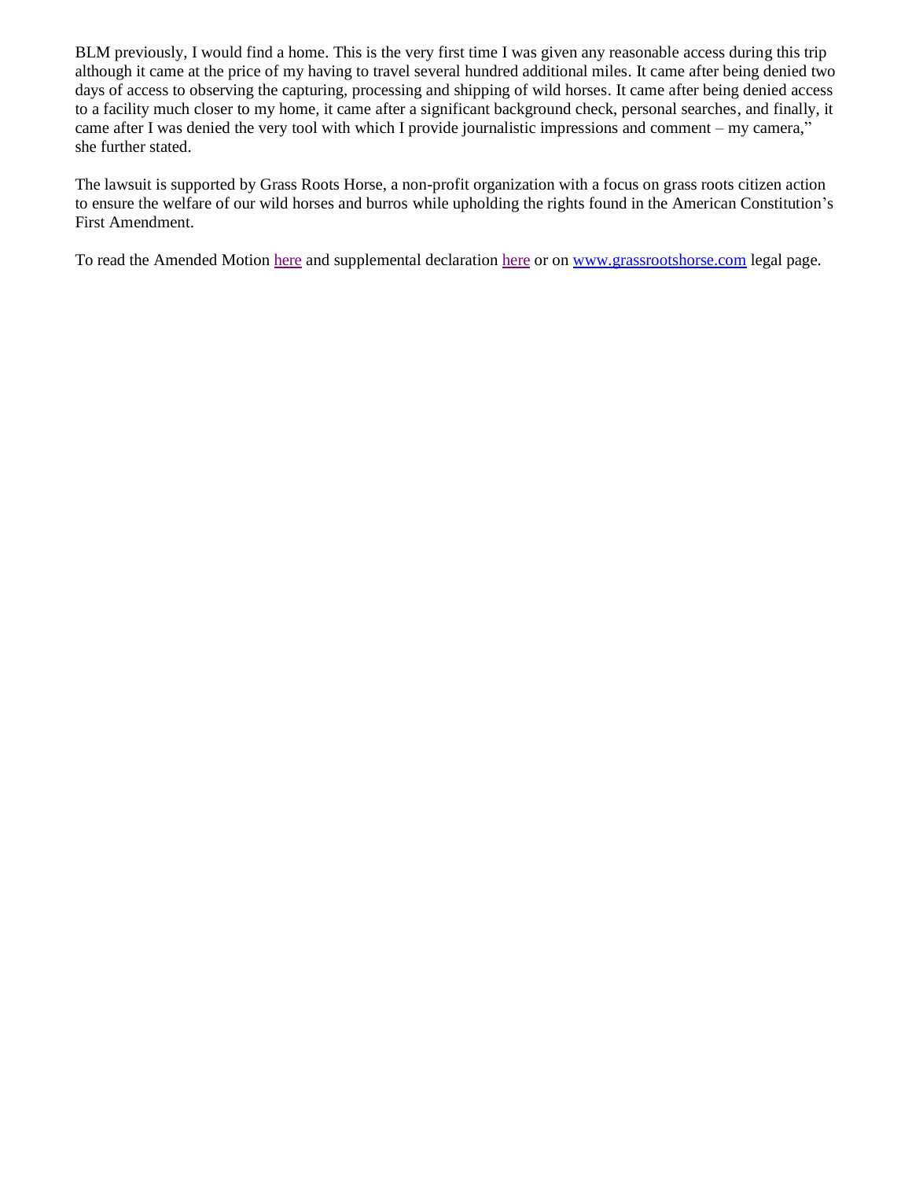BLM previously, I would find a home. This is the very first time I was given any reasonable access during this trip although it came at the price of my having to travel several hundred additional miles. It came after being denied two days of access to observing the capturing, processing and shipping of wild horses. It came after being denied access to a facility much closer to my home, it came after a significant background check, personal searches, and finally, it came after I was denied the very tool with which I provide journalistic impressions and comment – my camera," she further stated.

The lawsuit is supported by Grass Roots Horse, a non-profit organization with a focus on grass roots citizen action to ensure the welfare of our wild horses and burros while upholding the rights found in the American Constitution's First Amendment.

To read the Amended Motion here and supplemental declaration here or on www.grassrootshorse.com legal page.